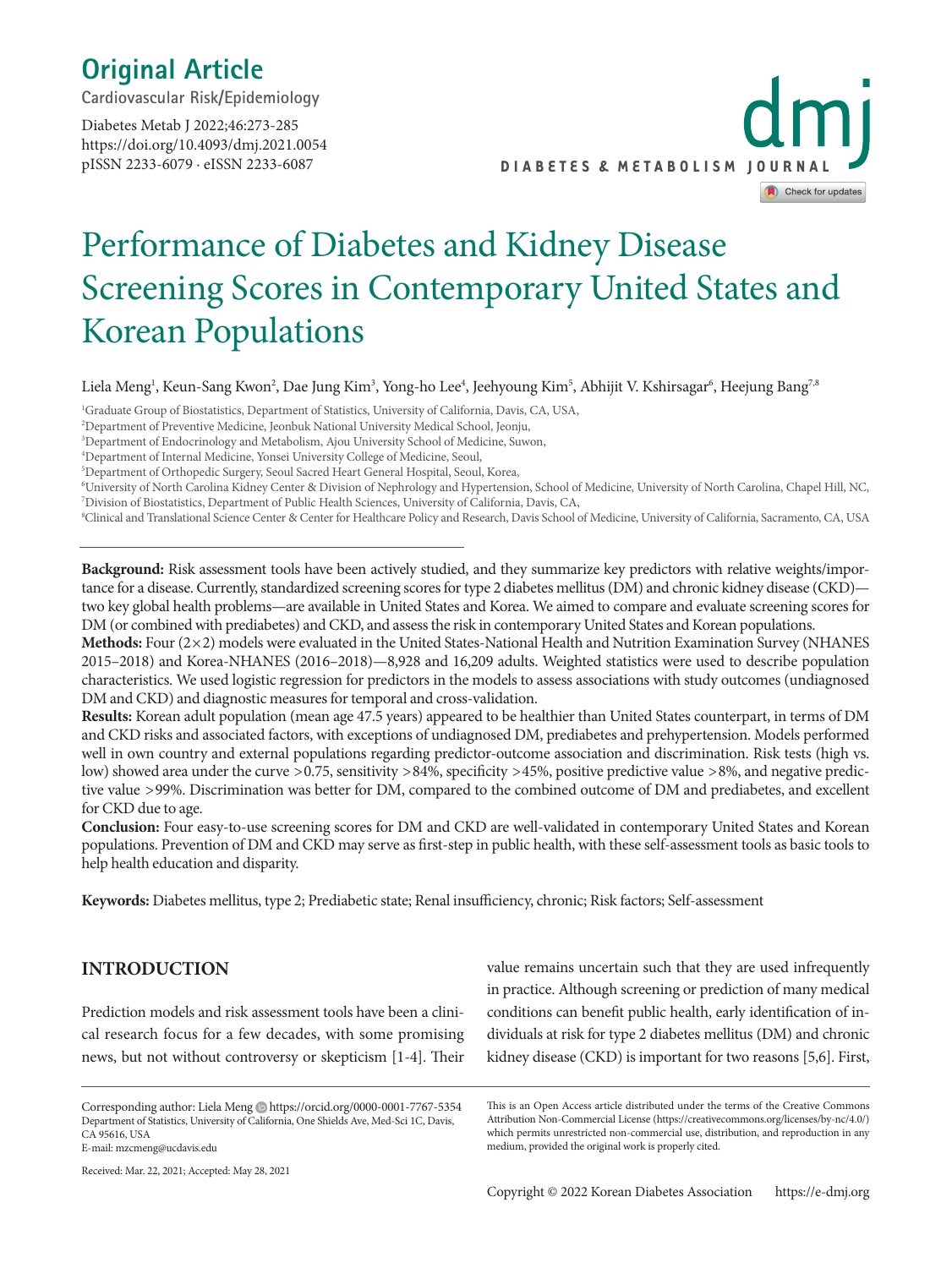Original Article

Cardiovascular Risk/Epidemiology

Diabetes Metab J 2022;46:273-285
https://doi.org/10.4093/dmj.2021.0054
pISSN 2233-6079 · eISSN 2233-6087

# Performance of Diabetes and Kidney Disease Screening Scores in Contemporary United States and Korean Populations

Liela Meng[1], Keun-Sang Kwon[2], Dae Jung Kim[3], Yong-ho Lee[4], Jeehyoung Kim[5], Abhijit V. Kshirsagar[6], Heejung Bang[7,8]

[1]Graduate Group of Biostatistics, Department of Statistics, University of California, Davis, CA, USA,
[2]Department of Preventive Medicine, Jeonbuk National University Medical School, Jeonju,
[3]Department of Endocrinology and Metabolism, Ajou University School of Medicine, Suwon,
[4]Department of Internal Medicine, Yonsei University College of Medicine, Seoul,
[5]Department of Orthopedic Surgery, Seoul Sacred Heart General Hospital, Seoul, Korea,
[6]University of North Carolina Kidney Center & Division of Nephrology and Hypertension, School of Medicine, University of North Carolina, Chapel Hill, NC,
[7]Division of Biostatistics, Department of Public Health Sciences, University of California, Davis, CA,
[8]Clinical and Translational Science Center & Center for Healthcare Policy and Research, Davis School of Medicine, University of California, Sacramento, CA, USA

**Background:** Risk assessment tools have been actively studied, and they summarize key predictors with relative weights/importance for a disease. Currently, standardized screening scores for type 2 diabetes mellitus (DM) and chronic kidney disease (CKD)—two key global health problems—are available in United States and Korea. We aimed to compare and evaluate screening scores for DM (or combined with prediabetes) and CKD, and assess the risk in contemporary United States and Korean populations.

**Methods:** Four (2×2) models were evaluated in the United States-National Health and Nutrition Examination Survey (NHANES 2015–2018) and Korea-NHANES (2016–2018)—8,928 and 16,209 adults. Weighted statistics were used to describe population characteristics. We used logistic regression for predictors in the models to assess associations with study outcomes (undiagnosed DM and CKD) and diagnostic measures for temporal and cross-validation.

**Results:** Korean adult population (mean age 47.5 years) appeared to be healthier than United States counterpart, in terms of DM and CKD risks and associated factors, with exceptions of undiagnosed DM, prediabetes and prehypertension. Models performed well in own country and external populations regarding predictor-outcome association and discrimination. Risk tests (high vs. low) showed area under the curve >0.75, sensitivity >84%, specificity >45%, positive predictive value >8%, and negative predictive value >99%. Discrimination was better for DM, compared to the combined outcome of DM and prediabetes, and excellent for CKD due to age.

**Conclusion:** Four easy-to-use screening scores for DM and CKD are well-validated in contemporary United States and Korean populations. Prevention of DM and CKD may serve as first-step in public health, with these self-assessment tools as basic tools to help health education and disparity.

**Keywords:** Diabetes mellitus, type 2; Prediabetic state; Renal insufficiency, chronic; Risk factors; Self-assessment

## INTRODUCTION

Prediction models and risk assessment tools have been a clinical research focus for a few decades, with some promising news, but not without controversy or skepticism [1-4]. Their value remains uncertain such that they are used infrequently in practice. Although screening or prediction of many medical conditions can benefit public health, early identification of individuals at risk for type 2 diabetes mellitus (DM) and chronic kidney disease (CKD) is important for two reasons [5,6]. First,

Corresponding author: Liela Meng https://orcid.org/0000-0001-7767-5354
Department of Statistics, University of California, One Shields Ave, Med-Sci 1C, Davis, CA 95616, USA
E-mail: mzcmeng@ucdavis.edu

Received: Mar. 22, 2021; Accepted: May 28, 2021

This is an Open Access article distributed under the terms of the Creative Commons Attribution Non-Commercial License (https://creativecommons.org/licenses/by-nc/4.0/) which permits unrestricted non-commercial use, distribution, and reproduction in any medium, provided the original work is properly cited.

Copyright © 2022 Korean Diabetes Association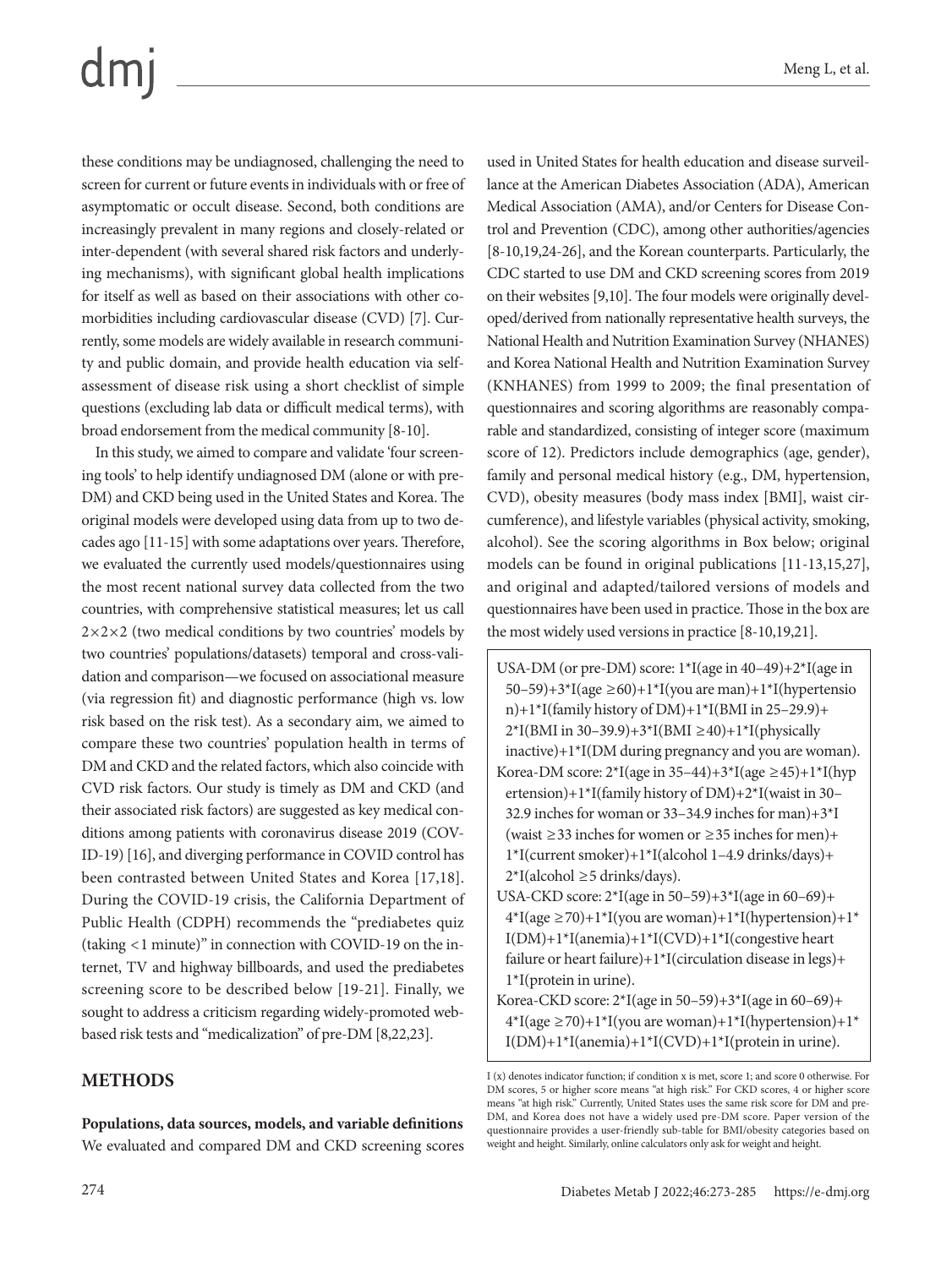these conditions may be undiagnosed, challenging the need to screen for current or future events in individuals with or free of asymptomatic or occult disease. Second, both conditions are increasingly prevalent in many regions and closely-related or inter-dependent (with several shared risk factors and underlying mechanisms), with significant global health implications for itself as well as based on their associations with other comorbidities including cardiovascular disease (CVD) [7]. Currently, some models are widely available in research community and public domain, and provide health education via self-assessment of disease risk using a short checklist of simple questions (excluding lab data or difficult medical terms), with broad endorsement from the medical community [8-10].

In this study, we aimed to compare and validate 'four screening tools' to help identify undiagnosed DM (alone or with pre-DM) and CKD being used in the United States and Korea. The original models were developed using data from up to two decades ago [11-15] with some adaptations over years. Therefore, we evaluated the currently used models/questionnaires using the most recent national survey data collected from the two countries, with comprehensive statistical measures; let us call $2\times2\times2$ (two medical conditions by two countries' models by two countries' populations/datasets) temporal and cross-validation and comparison—we focused on associational measure (via regression fit) and diagnostic performance (high vs. low risk based on the risk test). As a secondary aim, we aimed to compare these two countries' population health in terms of DM and CKD and the related factors, which also coincide with CVD risk factors. Our study is timely as DM and CKD (and their associated risk factors) are suggested as key medical conditions among patients with coronavirus disease 2019 (COVID-19) [16], and diverging performance in COVID control has been contrasted between United States and Korea [17,18]. During the COVID-19 crisis, the California Department of Public Health (CDPH) recommends the "prediabetes quiz (taking <1 minute)" in connection with COVID-19 on the internet, TV and highway billboards, and used the prediabetes screening score to be described below [19-21]. Finally, we sought to address a criticism regarding widely-promoted web-based risk tests and "medicalization" of pre-DM [8,22,23].

## METHODS

**Populations, data sources, models, and variable definitions**

We evaluated and compared DM and CKD screening scores used in United States for health education and disease surveillance at the American Diabetes Association (ADA), American Medical Association (AMA), and/or Centers for Disease Control and Prevention (CDC), among other authorities/agencies [8-10,19,24-26], and the Korean counterparts. Particularly, the CDC started to use DM and CKD screening scores from 2019 on their websites [9,10]. The four models were originally developed/derived from nationally representative health surveys, the National Health and Nutrition Examination Survey (NHANES) and Korea National Health and Nutrition Examination Survey (KNHANES) from 1999 to 2009; the final presentation of questionnaires and scoring algorithms are reasonably comparable and standardized, consisting of integer score (maximum score of 12). Predictors include demographics (age, gender), family and personal medical history (e.g., DM, hypertension, CVD), obesity measures (body mass index [BMI], waist circumference), and lifestyle variables (physical activity, smoking, alcohol). See the scoring algorithms in Box below; original models can be found in original publications [11-13,15,27], and original and adapted/tailored versions of models and questionnaires have been used in practice. Those in the box are the most widely used versions in practice [8-10,19,21].

USA-DM (or pre-DM) score: 1*I(age in 40–49)+2*I(age in 50–59)+3*I(age ≥60)+1*I(you are man)+1*I(hypertension)+1*I(family history of DM)+1*I(BMI in 25–29.9)+2*I(BMI in 30–39.9)+3*I(BMI ≥40)+1*I(physically inactive)+1*I(DM during pregnancy and you are woman).

Korea-DM score: 2*I(age in 35–44)+3*I(age ≥45)+1*I(hypertension)+1*I(family history of DM)+2*I(waist in 30–32.9 inches for woman or 33–34.9 inches for man)+3*I(waist ≥33 inches for women or ≥35 inches for men)+1*I(current smoker)+1*I(alcohol 1–4.9 drinks/days)+2*I(alcohol ≥5 drinks/days).

USA-CKD score: 2*I(age in 50–59)+3*I(age in 60–69)+4*I(age ≥70)+1*I(you are woman)+1*I(hypertension)+1*I(DM)+1*I(anemia)+1*I(CVD)+1*I(congestive heart failure or heart failure)+1*I(circulation disease in legs)+1*I(protein in urine).

Korea-CKD score: 2*I(age in 50–59)+3*I(age in 60–69)+4*I(age ≥70)+1*I(you are woman)+1*I(hypertension)+1*I(DM)+1*I(anemia)+1*I(CVD)+1*I(protein in urine).

I (x) denotes indicator function; if condition x is met, score 1; and score 0 otherwise. For DM scores, 5 or higher score means "at high risk." For CKD scores, 4 or higher score means "at high risk." Currently, United States uses the same risk score for DM and pre-DM, and Korea does not have a widely used pre-DM score. Paper version of the questionnaire provides a user-friendly sub-table for BMI/obesity categories based on weight and height. Similarly, online calculators only ask for weight and height.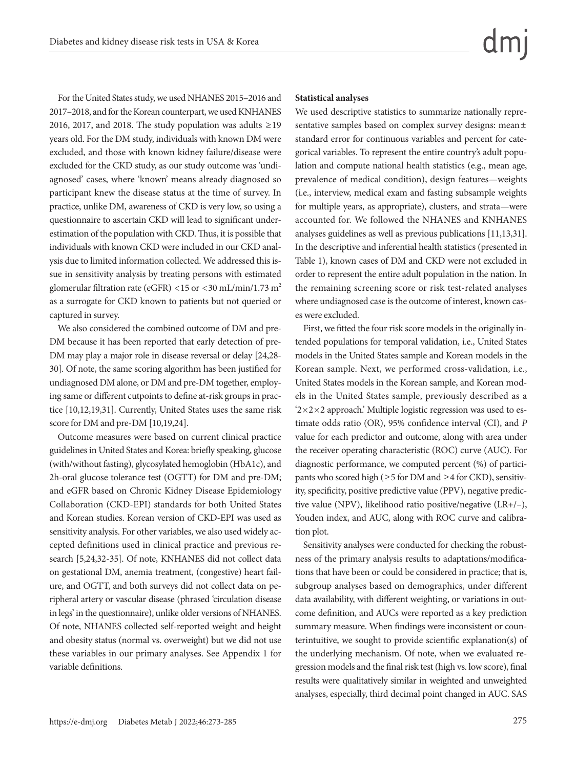For the United States study, we used NHANES 2015–2016 and 2017–2018, and for the Korean counterpart, we used KNHANES 2016, 2017, and 2018. The study population was adults ≥19 years old. For the DM study, individuals with known DM were excluded, and those with known kidney failure/disease were excluded for the CKD study, as our study outcome was 'undiagnosed' cases, where 'known' means already diagnosed so participant knew the disease status at the time of survey. In practice, unlike DM, awareness of CKD is very low, so using a questionnaire to ascertain CKD will lead to significant underestimation of the population with CKD. Thus, it is possible that individuals with known CKD were included in our CKD analysis due to limited information collected. We addressed this issue in sensitivity analysis by treating persons with estimated glomerular filtration rate (eGFR) <15 or <30 mL/min/1.73 $m^2$ as a surrogate for CKD known to patients but not queried or captured in survey.

We also considered the combined outcome of DM and pre-DM because it has been reported that early detection of pre-DM may play a major role in disease reversal or delay [24,28-30]. Of note, the same scoring algorithm has been justified for undiagnosed DM alone, or DM and pre-DM together, employing same or different cutpoints to define at-risk groups in practice [10,12,19,31]. Currently, United States uses the same risk score for DM and pre-DM [10,19,24].

Outcome measures were based on current clinical practice guidelines in United States and Korea: briefly speaking, glucose (with/without fasting), glycosylated hemoglobin (HbA1c), and 2h-oral glucose tolerance test (OGTT) for DM and pre-DM; and eGFR based on Chronic Kidney Disease Epidemiology Collaboration (CKD-EPI) standards for both United States and Korean studies. Korean version of CKD-EPI was used as sensitivity analysis. For other variables, we also used widely accepted definitions used in clinical practice and previous research [5,24,32-35]. Of note, KNHANES did not collect data on gestational DM, anemia treatment, (congestive) heart failure, and OGTT, and both surveys did not collect data on peripheral artery or vascular disease (phrased 'circulation disease in legs' in the questionnaire), unlike older versions of NHANES. Of note, NHANES collected self-reported weight and height and obesity status (normal vs. overweight) but we did not use these variables in our primary analyses. See Appendix 1 for variable definitions.

**Statistical analyses**

We used descriptive statistics to summarize nationally representative samples based on complex survey designs: mean± standard error for continuous variables and percent for categorical variables. To represent the entire country's adult population and compute national health statistics (e.g., mean age, prevalence of medical condition), design features—weights (i.e., interview, medical exam and fasting subsample weights for multiple years, as appropriate), clusters, and strata—were accounted for. We followed the NHANES and KNHANES analyses guidelines as well as previous publications [11,13,31]. In the descriptive and inferential health statistics (presented in Table 1), known cases of DM and CKD were not excluded in order to represent the entire adult population in the nation. In the remaining screening score or risk test-related analyses where undiagnosed case is the outcome of interest, known cases were excluded.

First, we fitted the four risk score models in the originally intended populations for temporal validation, i.e., United States models in the United States sample and Korean models in the Korean sample. Next, we performed cross-validation, i.e., United States models in the Korean sample, and Korean models in the United States sample, previously described as a '2×2×2 approach.' Multiple logistic regression was used to estimate odds ratio (OR), 95% confidence interval (CI), and *P* value for each predictor and outcome, along with area under the receiver operating characteristic (ROC) curve (AUC). For diagnostic performance, we computed percent (%) of participants who scored high (≥5 for DM and ≥4 for CKD), sensitivity, specificity, positive predictive value (PPV), negative predictive value (NPV), likelihood ratio positive/negative (LR+/−), Youden index, and AUC, along with ROC curve and calibration plot.

Sensitivity analyses were conducted for checking the robustness of the primary analysis results to adaptations/modifications that have been or could be considered in practice; that is, subgroup analyses based on demographics, under different data availability, with different weighting, or variations in outcome definition, and AUCs were reported as a key prediction summary measure. When findings were inconsistent or counterintuitive, we sought to provide scientific explanation(s) of the underlying mechanism. Of note, when we evaluated regression models and the final risk test (high vs. low score), final results were qualitatively similar in weighted and unweighted analyses, especially, third decimal point changed in AUC. SAS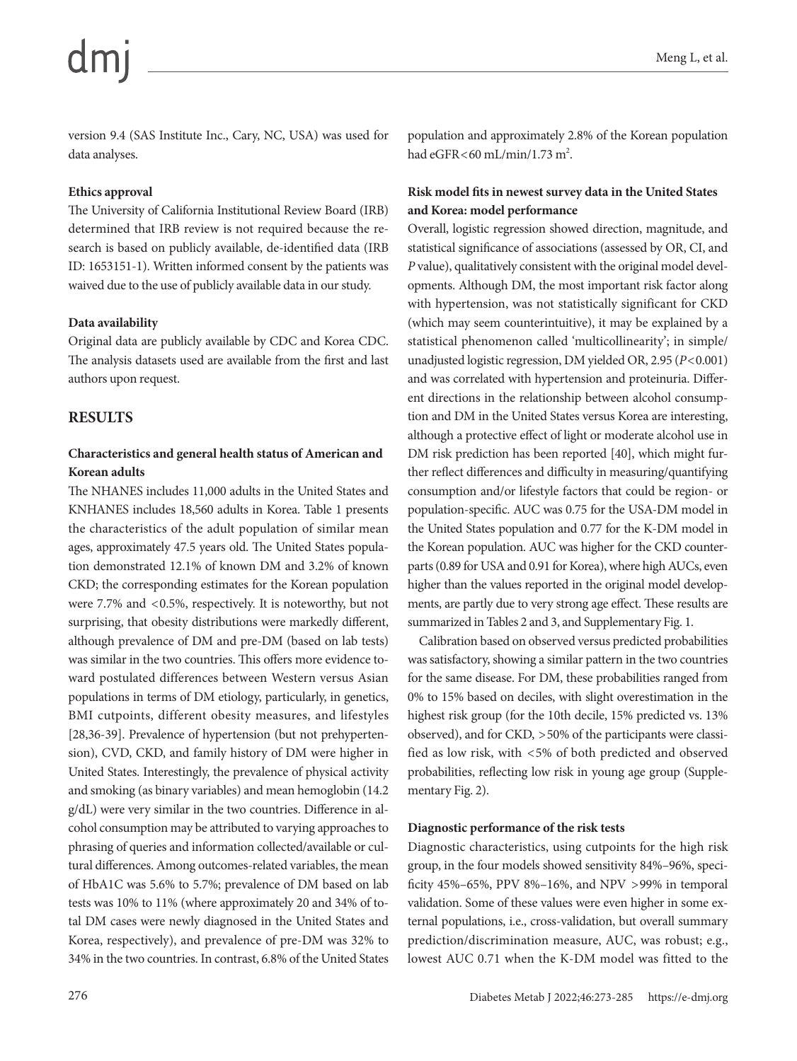version 9.4 (SAS Institute Inc., Cary, NC, USA) was used for data analyses.

### Ethics approval

The University of California Institutional Review Board (IRB) determined that IRB review is not required because the research is based on publicly available, de-identified data (IRB ID: 1653151-1). Written informed consent by the patients was waived due to the use of publicly available data in our study.

### Data availability

Original data are publicly available by CDC and Korea CDC. The analysis datasets used are available from the first and last authors upon request.

## RESULTS

### Characteristics and general health status of American and Korean adults

The NHANES includes 11,000 adults in the United States and KNHANES includes 18,560 adults in Korea. Table 1 presents the characteristics of the adult population of similar mean ages, approximately 47.5 years old. The United States population demonstrated 12.1% of known DM and 3.2% of known CKD; the corresponding estimates for the Korean population were 7.7% and <0.5%, respectively. It is noteworthy, but not surprising, that obesity distributions were markedly different, although prevalence of DM and pre-DM (based on lab tests) was similar in the two countries. This offers more evidence toward postulated differences between Western versus Asian populations in terms of DM etiology, particularly, in genetics, BMI cutpoints, different obesity measures, and lifestyles [28,36-39]. Prevalence of hypertension (but not prehypertension), CVD, CKD, and family history of DM were higher in United States. Interestingly, the prevalence of physical activity and smoking (as binary variables) and mean hemoglobin (14.2 g/dL) were very similar in the two countries. Difference in alcohol consumption may be attributed to varying approaches to phrasing of queries and information collected/available or cultural differences. Among outcomes-related variables, the mean of HbA1C was 5.6% to 5.7%; prevalence of DM based on lab tests was 10% to 11% (where approximately 20 and 34% of total DM cases were newly diagnosed in the United States and Korea, respectively), and prevalence of pre-DM was 32% to 34% in the two countries. In contrast, 6.8% of the United States population and approximately 2.8% of the Korean population had eGFR<60 mL/min/1.73 $m^2$.

### Risk model fits in newest survey data in the United States and Korea: model performance

Overall, logistic regression showed direction, magnitude, and statistical significance of associations (assessed by OR, CI, and *P* value), qualitatively consistent with the original model developments. Although DM, the most important risk factor along with hypertension, was not statistically significant for CKD (which may seem counterintuitive), it may be explained by a statistical phenomenon called 'multicollinearity'; in simple/unadjusted logistic regression, DM yielded OR, 2.95 ($P<0.001$) and was correlated with hypertension and proteinuria. Different directions in the relationship between alcohol consumption and DM in the United States versus Korea are interesting, although a protective effect of light or moderate alcohol use in DM risk prediction has been reported [40], which might further reflect differences and difficulty in measuring/quantifying consumption and/or lifestyle factors that could be region- or population-specific. AUC was 0.75 for the USA-DM model in the United States population and 0.77 for the K-DM model in the Korean population. AUC was higher for the CKD counterparts (0.89 for USA and 0.91 for Korea), where high AUCs, even higher than the values reported in the original model developments, are partly due to very strong age effect. These results are summarized in Tables 2 and 3, and Supplementary Fig. 1.

Calibration based on observed versus predicted probabilities was satisfactory, showing a similar pattern in the two countries for the same disease. For DM, these probabilities ranged from 0% to 15% based on deciles, with slight overestimation in the highest risk group (for the 10th decile, 15% predicted vs. 13% observed), and for CKD, >50% of the participants were classified as low risk, with <5% of both predicted and observed probabilities, reflecting low risk in young age group (Supplementary Fig. 2).

### Diagnostic performance of the risk tests

Diagnostic characteristics, using cutpoints for the high risk group, in the four models showed sensitivity 84%–96%, specificity 45%–65%, PPV 8%–16%, and NPV >99% in temporal validation. Some of these values were even higher in some external populations, i.e., cross-validation, but overall summary prediction/discrimination measure, AUC, was robust; e.g., lowest AUC 0.71 when the K-DM model was fitted to the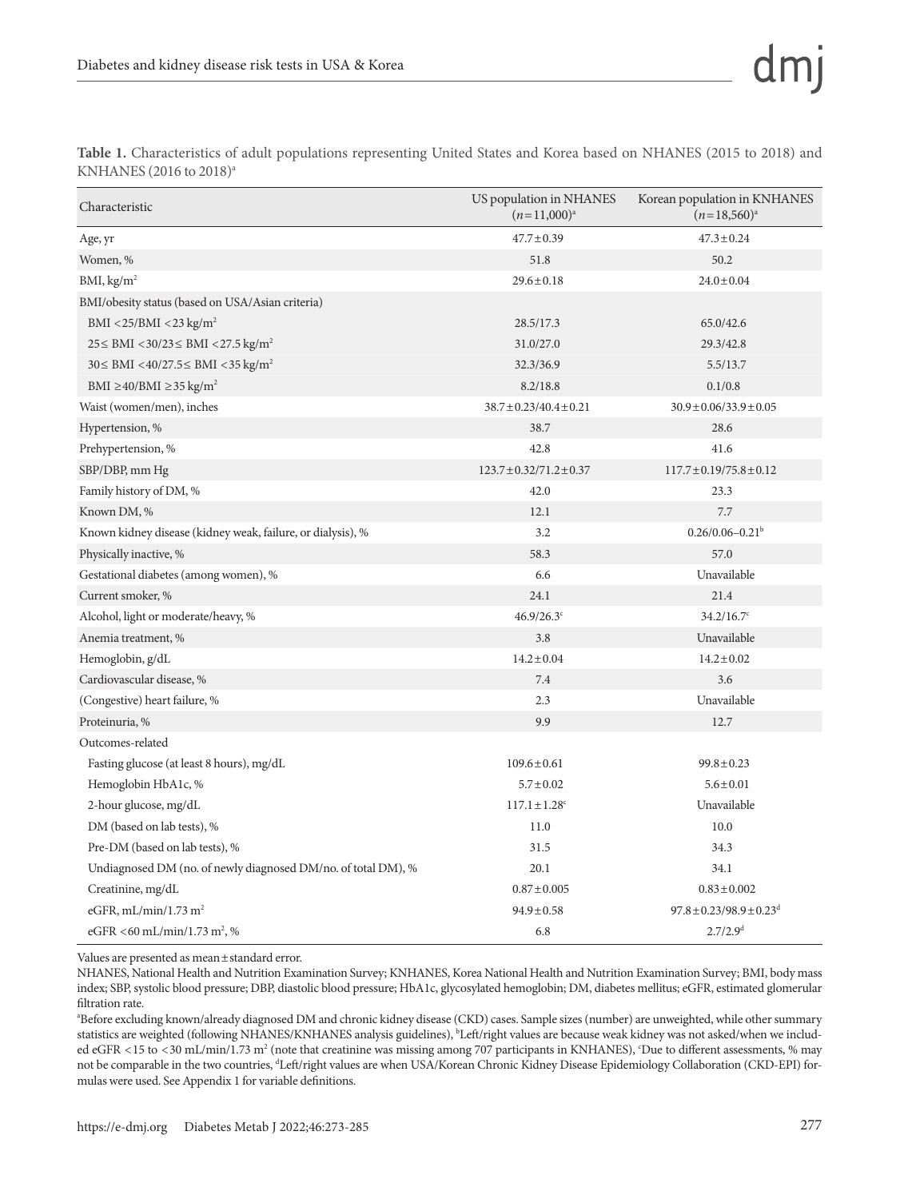**Table 1.** Characteristics of adult populations representing United States and Korea based on NHANES (2015 to 2018) and KNHANES (2016 to 2018)[a]

| Characteristic | US population in NHANES ($n$=11,000)[a] | Korean population in KNHANES ($n$=18,560)[a] |
|---|---|---|
| Age, yr | 47.7±0.39 | 47.3±0.24 |
| Women, % | 51.8 | 50.2 |
| BMI, kg/m$^2$ | 29.6±0.18 | 24.0±0.04 |
| BMI/obesity status (based on USA/Asian criteria) | | |
| BMI <25/BMI <23 kg/m$^2$ | 28.5/17.3 | 65.0/42.6 |
| 25≤ BMI <30/23≤ BMI <27.5 kg/m$^2$ | 31.0/27.0 | 29.3/42.8 |
| 30≤ BMI <40/27.5≤ BMI <35 kg/m$^2$ | 32.3/36.9 | 5.5/13.7 |
| BMI ≥40/BMI ≥35 kg/m$^2$ | 8.2/18.8 | 0.1/0.8 |
| Waist (women/men), inches | 38.7±0.23/40.4±0.21 | 30.9±0.06/33.9±0.05 |
| Hypertension, % | 38.7 | 28.6 |
| Prehypertension, % | 42.8 | 41.6 |
| SBP/DBP, mm Hg | 123.7±0.32/71.2±0.37 | 117.7±0.19/75.8±0.12 |
| Family history of DM, % | 42.0 | 23.3 |
| Known DM, % | 12.1 | 7.7 |
| Known kidney disease (kidney weak, failure, or dialysis), % | 3.2 | 0.26/0.06–0.21[b] |
| Physically inactive, % | 58.3 | 57.0 |
| Gestational diabetes (among women), % | 6.6 | Unavailable |
| Current smoker, % | 24.1 | 21.4 |
| Alcohol, light or moderate/heavy, % | 46.9/26.3[c] | 34.2/16.7[c] |
| Anemia treatment, % | 3.8 | Unavailable |
| Hemoglobin, g/dL | 14.2±0.04 | 14.2±0.02 |
| Cardiovascular disease, % | 7.4 | 3.6 |
| (Congestive) heart failure, % | 2.3 | Unavailable |
| Proteinuria, % | 9.9 | 12.7 |
| Outcomes-related | | |
| Fasting glucose (at least 8 hours), mg/dL | 109.6±0.61 | 99.8±0.23 |
| Hemoglobin HbA1c, % | 5.7±0.02 | 5.6±0.01 |
| 2-hour glucose, mg/dL | 117.1±1.28[c] | Unavailable |
| DM (based on lab tests), % | 11.0 | 10.0 |
| Pre-DM (based on lab tests), % | 31.5 | 34.3 |
| Undiagnosed DM (no. of newly diagnosed DM/no. of total DM), % | 20.1 | 34.1 |
| Creatinine, mg/dL | 0.87±0.005 | 0.83±0.002 |
| eGFR, mL/min/1.73 m$^2$ | 94.9±0.58 | 97.8±0.23/98.9±0.23[d] |
| eGFR <60 mL/min/1.73 m$^2$, % | 6.8 | 2.7/2.9[d] |

Values are presented as mean±standard error.

NHANES, National Health and Nutrition Examination Survey; KNHANES, Korea National Health and Nutrition Examination Survey; BMI, body mass index; SBP, systolic blood pressure; DBP, diastolic blood pressure; HbA1c, glycosylated hemoglobin; DM, diabetes mellitus; eGFR, estimated glomerular filtration rate.

[a]Before excluding known/already diagnosed DM and chronic kidney disease (CKD) cases. Sample sizes (number) are unweighted, while other summary statistics are weighted (following NHANES/KNHANES analysis guidelines), [b]Left/right values are because weak kidney was not asked/when we included eGFR <15 to <30 mL/min/1.73 m$^2$ (note that creatinine was missing among 707 participants in KNHANES), [c]Due to different assessments, % may not be comparable in the two countries, [d]Left/right values are when USA/Korean Chronic Kidney Disease Epidemiology Collaboration (CKD-EPI) formulas were used. See Appendix 1 for variable definitions.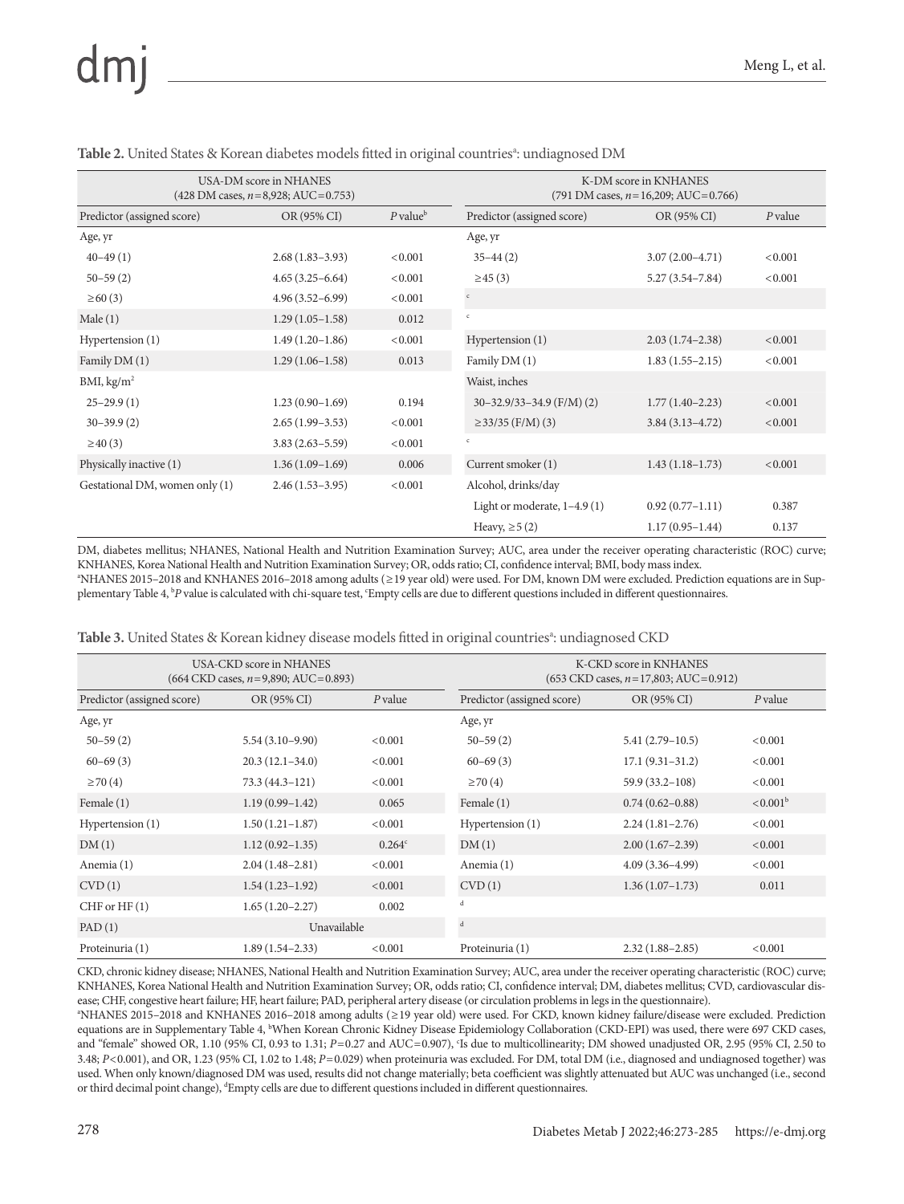**Table 2.** United States & Korean diabetes models fitted in original countries[a]: undiagnosed DM

| USA-DM score in NHANES (428 DM cases, $n$=8,928; AUC=0.753) | | | K-DM score in KNHANES (791 DM cases, $n$=16,209; AUC=0.766) | | |
|---|---|---|---|---|---|
| Predictor (assigned score) | OR (95% CI) | $P$ value[b] | Predictor (assigned score) | OR (95% CI) | $P$ value |
| Age, yr | | | Age, yr | | |
| 40–49 (1) | 2.68 (1.83–3.93) | <0.001 | 35–44 (2) | 3.07 (2.00–4.71) | <0.001 |
| 50–59 (2) | 4.65 (3.25–6.64) | <0.001 | ≥45 (3) | 5.27 (3.54–7.84) | <0.001 |
| ≥60 (3) | 4.96 (3.52–6.99) | <0.001 | [c] | | |
| Male (1) | 1.29 (1.05–1.58) | 0.012 | [c] | | |
| Hypertension (1) | 1.49 (1.20–1.86) | <0.001 | Hypertension (1) | 2.03 (1.74–2.38) | <0.001 |
| Family DM (1) | 1.29 (1.06–1.58) | 0.013 | Family DM (1) | 1.83 (1.55–2.15) | <0.001 |
| BMI, kg/m[2] | | | Waist, inches | | |
| 25–29.9 (1) | 1.23 (0.90–1.69) | 0.194 | 30–32.9/33–34.9 (F/M) (2) | 1.77 (1.40–2.23) | <0.001 |
| 30–39.9 (2) | 2.65 (1.99–3.53) | <0.001 | ≥33/35 (F/M) (3) | 3.84 (3.13–4.72) | <0.001 |
| ≥40 (3) | 3.83 (2.63–5.59) | <0.001 | [c] | | |
| Physically inactive (1) | 1.36 (1.09–1.69) | 0.006 | Current smoker (1) | 1.43 (1.18–1.73) | <0.001 |
| Gestational DM, women only (1) | 2.46 (1.53–3.95) | <0.001 | Alcohol, drinks/day | | |
| | | | Light or moderate, 1–4.9 (1) | 0.92 (0.77–1.11) | 0.387 |
| | | | Heavy, ≥5 (2) | 1.17 (0.95–1.44) | 0.137 |

DM, diabetes mellitus; NHANES, National Health and Nutrition Examination Survey; AUC, area under the receiver operating characteristic (ROC) curve; KNHANES, Korea National Health and Nutrition Examination Survey; OR, odds ratio; CI, confidence interval; BMI, body mass index.
[a]NHANES 2015–2018 and KNHANES 2016–2018 among adults (≥19 year old) were used. For DM, known DM were excluded. Prediction equations are in Supplementary Table 4, [b]$P$ value is calculated with chi-square test, [c]Empty cells are due to different questions included in different questionnaires.

**Table 3.** United States & Korean kidney disease models fitted in original countries[a]: undiagnosed CKD

| USA-CKD score in NHANES (664 CKD cases, $n$=9,890; AUC=0.893) | | | K-CKD score in KNHANES (653 CKD cases, $n$=17,803; AUC=0.912) | | |
|---|---|---|---|---|---|
| Predictor (assigned score) | OR (95% CI) | $P$ value | Predictor (assigned score) | OR (95% CI) | $P$ value |
| Age, yr | | | Age, yr | | |
| 50–59 (2) | 5.54 (3.10–9.90) | <0.001 | 50–59 (2) | 5.41 (2.79–10.5) | <0.001 |
| 60–69 (3) | 20.3 (12.1–34.0) | <0.001 | 60–69 (3) | 17.1 (9.31–31.2) | <0.001 |
| ≥70 (4) | 73.3 (44.3–121) | <0.001 | ≥70 (4) | 59.9 (33.2–108) | <0.001 |
| Female (1) | 1.19 (0.99–1.42) | 0.065 | Female (1) | 0.74 (0.62–0.88) | <0.001[b] |
| Hypertension (1) | 1.50 (1.21–1.87) | <0.001 | Hypertension (1) | 2.24 (1.81–2.76) | <0.001 |
| DM (1) | 1.12 (0.92–1.35) | 0.264[c] | DM (1) | 2.00 (1.67–2.39) | <0.001 |
| Anemia (1) | 2.04 (1.48–2.81) | <0.001 | Anemia (1) | 4.09 (3.36–4.99) | <0.001 |
| CVD (1) | 1.54 (1.23–1.92) | <0.001 | CVD (1) | 1.36 (1.07–1.73) | 0.011 |
| CHF or HF (1) | 1.65 (1.20–2.27) | 0.002 | [d] | | |
| PAD (1) | Unavailable | | [d] | | |
| Proteinuria (1) | 1.89 (1.54–2.33) | <0.001 | Proteinuria (1) | 2.32 (1.88–2.85) | <0.001 |

CKD, chronic kidney disease; NHANES, National Health and Nutrition Examination Survey; AUC, area under the receiver operating characteristic (ROC) curve; KNHANES, Korea National Health and Nutrition Examination Survey; OR, odds ratio; CI, confidence interval; DM, diabetes mellitus; CVD, cardiovascular disease; CHF, congestive heart failure; HF, heart failure; PAD, peripheral artery disease (or circulation problems in legs in the questionnaire).
[a]NHANES 2015–2018 and KNHANES 2016–2018 among adults (≥19 year old) were used. For CKD, known kidney failure/disease were excluded. Prediction equations are in Supplementary Table 4, [b]When Korean Chronic Kidney Disease Epidemiology Collaboration (CKD-EPI) was used, there were 697 CKD cases, and "female" showed OR, 1.10 (95% CI, 0.93 to 1.31; $P$=0.27 and AUC=0.907), [c]Is due to multicollinearity; DM showed unadjusted OR, 2.95 (95% CI, 2.50 to 3.48; $P$<0.001), and OR, 1.23 (95% CI, 1.02 to 1.48; $P$=0.029) when proteinuria was excluded. For DM, total DM (i.e., diagnosed and undiagnosed together) was used. When only known/diagnosed DM was used, results did not change materially; beta coefficient was slightly attenuated but AUC was unchanged (i.e., second or third decimal point change), [d]Empty cells are due to different questions included in different questionnaires.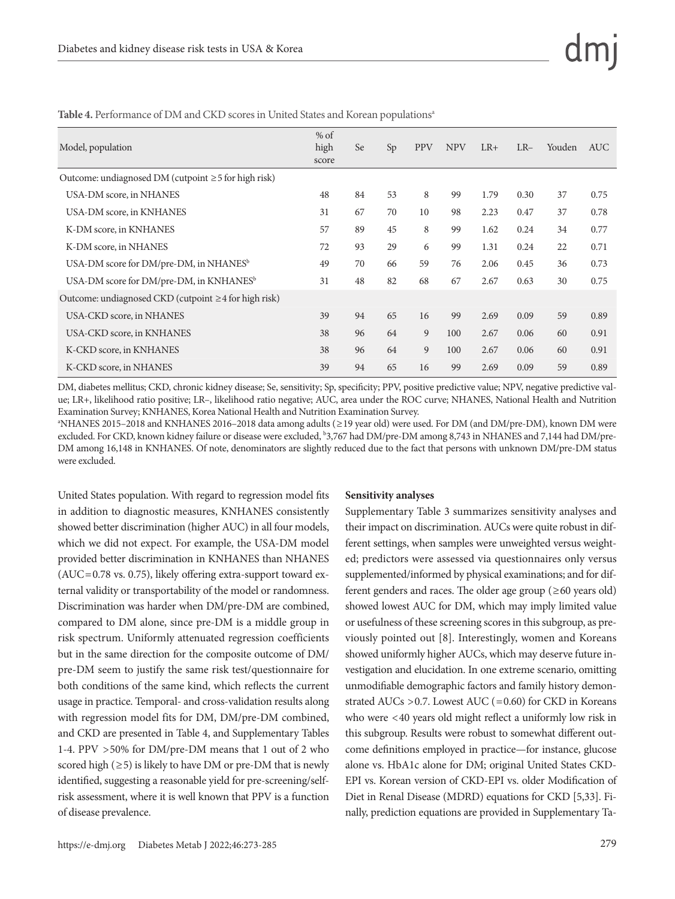**Table 4.** Performance of DM and CKD scores in United States and Korean populations[a]

| Model, population | % of high score | Se | Sp | PPV | NPV | LR+ | LR– | Youden | AUC |
|---|---|---|---|---|---|---|---|---|---|
| Outcome: undiagnosed DM (cutpoint ≥5 for high risk) | | | | | | | | | |
| USA-DM score, in NHANES | 48 | 84 | 53 | 8 | 99 | 1.79 | 0.30 | 37 | 0.75 |
| USA-DM score, in KNHANES | 31 | 67 | 70 | 10 | 98 | 2.23 | 0.47 | 37 | 0.78 |
| K-DM score, in KNHANES | 57 | 89 | 45 | 8 | 99 | 1.62 | 0.24 | 34 | 0.77 |
| K-DM score, in NHANES | 72 | 93 | 29 | 6 | 99 | 1.31 | 0.24 | 22 | 0.71 |
| USA-DM score for DM/pre-DM, in NHANES[b] | 49 | 70 | 66 | 59 | 76 | 2.06 | 0.45 | 36 | 0.73 |
| USA-DM score for DM/pre-DM, in KNHANES[b] | 31 | 48 | 82 | 68 | 67 | 2.67 | 0.63 | 30 | 0.75 |
| Outcome: undiagnosed CKD (cutpoint ≥4 for high risk) | | | | | | | | | |
| USA-CKD score, in NHANES | 39 | 94 | 65 | 16 | 99 | 2.69 | 0.09 | 59 | 0.89 |
| USA-CKD score, in KNHANES | 38 | 96 | 64 | 9 | 100 | 2.67 | 0.06 | 60 | 0.91 |
| K-CKD score, in KNHANES | 38 | 96 | 64 | 9 | 100 | 2.67 | 0.06 | 60 | 0.91 |
| K-CKD score, in NHANES | 39 | 94 | 65 | 16 | 99 | 2.69 | 0.09 | 59 | 0.89 |

DM, diabetes mellitus; CKD, chronic kidney disease; Se, sensitivity; Sp, specificity; PPV, positive predictive value; NPV, negative predictive value; LR+, likelihood ratio positive; LR–, likelihood ratio negative; AUC, area under the ROC curve; NHANES, National Health and Nutrition Examination Survey; KNHANES, Korea National Health and Nutrition Examination Survey.

[a]NHANES 2015–2018 and KNHANES 2016–2018 data among adults (≥19 year old) were used. For DM (and DM/pre-DM), known DM were excluded. For CKD, known kidney failure or disease were excluded, [b]3,767 had DM/pre-DM among 8,743 in NHANES and 7,144 had DM/pre-DM among 16,148 in KNHANES. Of note, denominators are slightly reduced due to the fact that persons with unknown DM/pre-DM status were excluded.

United States population. With regard to regression model fits in addition to diagnostic measures, KNHANES consistently showed better discrimination (higher AUC) in all four models, which we did not expect. For example, the USA-DM model provided better discrimination in KNHANES than NHANES (AUC=0.78 vs. 0.75), likely offering extra-support toward external validity or transportability of the model or randomness. Discrimination was harder when DM/pre-DM are combined, compared to DM alone, since pre-DM is a middle group in risk spectrum. Uniformly attenuated regression coefficients but in the same direction for the composite outcome of DM/pre-DM seem to justify the same risk test/questionnaire for both conditions of the same kind, which reflects the current usage in practice. Temporal- and cross-validation results along with regression model fits for DM, DM/pre-DM combined, and CKD are presented in Table 4, and Supplementary Tables 1-4. PPV >50% for DM/pre-DM means that 1 out of 2 who scored high (≥5) is likely to have DM or pre-DM that is newly identified, suggesting a reasonable yield for pre-screening/self-risk assessment, where it is well known that PPV is a function of disease prevalence.

**Sensitivity analyses**

Supplementary Table 3 summarizes sensitivity analyses and their impact on discrimination. AUCs were quite robust in different settings, when samples were unweighted versus weighted; predictors were assessed via questionnaires only versus supplemented/informed by physical examinations; and for different genders and races. The older age group (≥60 years old) showed lowest AUC for DM, which may imply limited value or usefulness of these screening scores in this subgroup, as previously pointed out [8]. Interestingly, women and Koreans showed uniformly higher AUCs, which may deserve future investigation and elucidation. In one extreme scenario, omitting unmodifiable demographic factors and family history demonstrated AUCs >0.7. Lowest AUC (=0.60) for CKD in Koreans who were <40 years old might reflect a uniformly low risk in this subgroup. Results were robust to somewhat different outcome definitions employed in practice—for instance, glucose alone vs. HbA1c alone for DM; original United States CKD-EPI vs. Korean version of CKD-EPI vs. older Modification of Diet in Renal Disease (MDRD) equations for CKD [5,33]. Finally, prediction equations are provided in Supplementary Ta-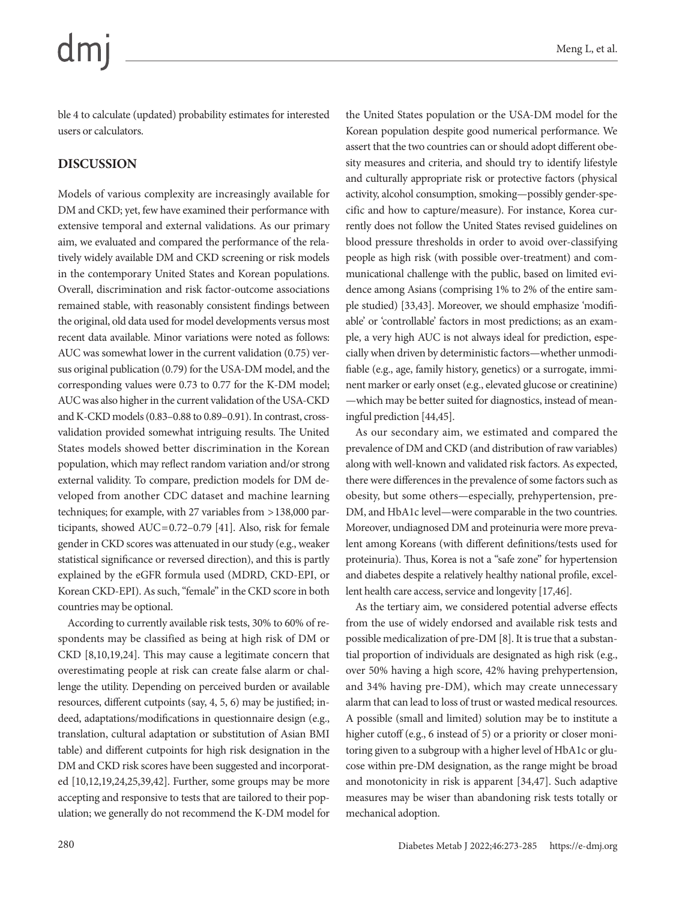ble 4 to calculate (updated) probability estimates for interested users or calculators.

## DISCUSSION

Models of various complexity are increasingly available for DM and CKD; yet, few have examined their performance with extensive temporal and external validations. As our primary aim, we evaluated and compared the performance of the relatively widely available DM and CKD screening or risk models in the contemporary United States and Korean populations. Overall, discrimination and risk factor-outcome associations remained stable, with reasonably consistent findings between the original, old data used for model developments versus most recent data available. Minor variations were noted as follows: AUC was somewhat lower in the current validation (0.75) versus original publication (0.79) for the USA-DM model, and the corresponding values were 0.73 to 0.77 for the K-DM model; AUC was also higher in the current validation of the USA-CKD and K-CKD models (0.83–0.88 to 0.89–0.91). In contrast, cross-validation provided somewhat intriguing results. The United States models showed better discrimination in the Korean population, which may reflect random variation and/or strong external validity. To compare, prediction models for DM developed from another CDC dataset and machine learning techniques; for example, with 27 variables from >138,000 participants, showed AUC=0.72–0.79 [41]. Also, risk for female gender in CKD scores was attenuated in our study (e.g., weaker statistical significance or reversed direction), and this is partly explained by the eGFR formula used (MDRD, CKD-EPI, or Korean CKD-EPI). As such, "female" in the CKD score in both countries may be optional.

According to currently available risk tests, 30% to 60% of respondents may be classified as being at high risk of DM or CKD [8,10,19,24]. This may cause a legitimate concern that overestimating people at risk can create false alarm or challenge the utility. Depending on perceived burden or available resources, different cutpoints (say, 4, 5, 6) may be justified; indeed, adaptations/modifications in questionnaire design (e.g., translation, cultural adaptation or substitution of Asian BMI table) and different cutpoints for high risk designation in the DM and CKD risk scores have been suggested and incorporated [10,12,19,24,25,39,42]. Further, some groups may be more accepting and responsive to tests that are tailored to their population; we generally do not recommend the K-DM model for the United States population or the USA-DM model for the Korean population despite good numerical performance. We assert that the two countries can or should adopt different obesity measures and criteria, and should try to identify lifestyle and culturally appropriate risk or protective factors (physical activity, alcohol consumption, smoking—possibly gender-specific and how to capture/measure). For instance, Korea currently does not follow the United States revised guidelines on blood pressure thresholds in order to avoid over-classifying people as high risk (with possible over-treatment) and communicational challenge with the public, based on limited evidence among Asians (comprising 1% to 2% of the entire sample studied) [33,43]. Moreover, we should emphasize 'modifiable' or 'controllable' factors in most predictions; as an example, a very high AUC is not always ideal for prediction, especially when driven by deterministic factors—whether unmodifiable (e.g., age, family history, genetics) or a surrogate, imminent marker or early onset (e.g., elevated glucose or creatinine)—which may be better suited for diagnostics, instead of meaningful prediction [44,45].

As our secondary aim, we estimated and compared the prevalence of DM and CKD (and distribution of raw variables) along with well-known and validated risk factors. As expected, there were differences in the prevalence of some factors such as obesity, but some others—especially, prehypertension, pre-DM, and HbA1c level—were comparable in the two countries. Moreover, undiagnosed DM and proteinuria were more prevalent among Koreans (with different definitions/tests used for proteinuria). Thus, Korea is not a "safe zone" for hypertension and diabetes despite a relatively healthy national profile, excellent health care access, service and longevity [17,46].

As the tertiary aim, we considered potential adverse effects from the use of widely endorsed and available risk tests and possible medicalization of pre-DM [8]. It is true that a substantial proportion of individuals are designated as high risk (e.g., over 50% having a high score, 42% having prehypertension, and 34% having pre-DM), which may create unnecessary alarm that can lead to loss of trust or wasted medical resources. A possible (small and limited) solution may be to institute a higher cutoff (e.g., 6 instead of 5) or a priority or closer monitoring given to a subgroup with a higher level of HbA1c or glucose within pre-DM designation, as the range might be broad and monotonicity in risk is apparent [34,47]. Such adaptive measures may be wiser than abandoning risk tests totally or mechanical adoption.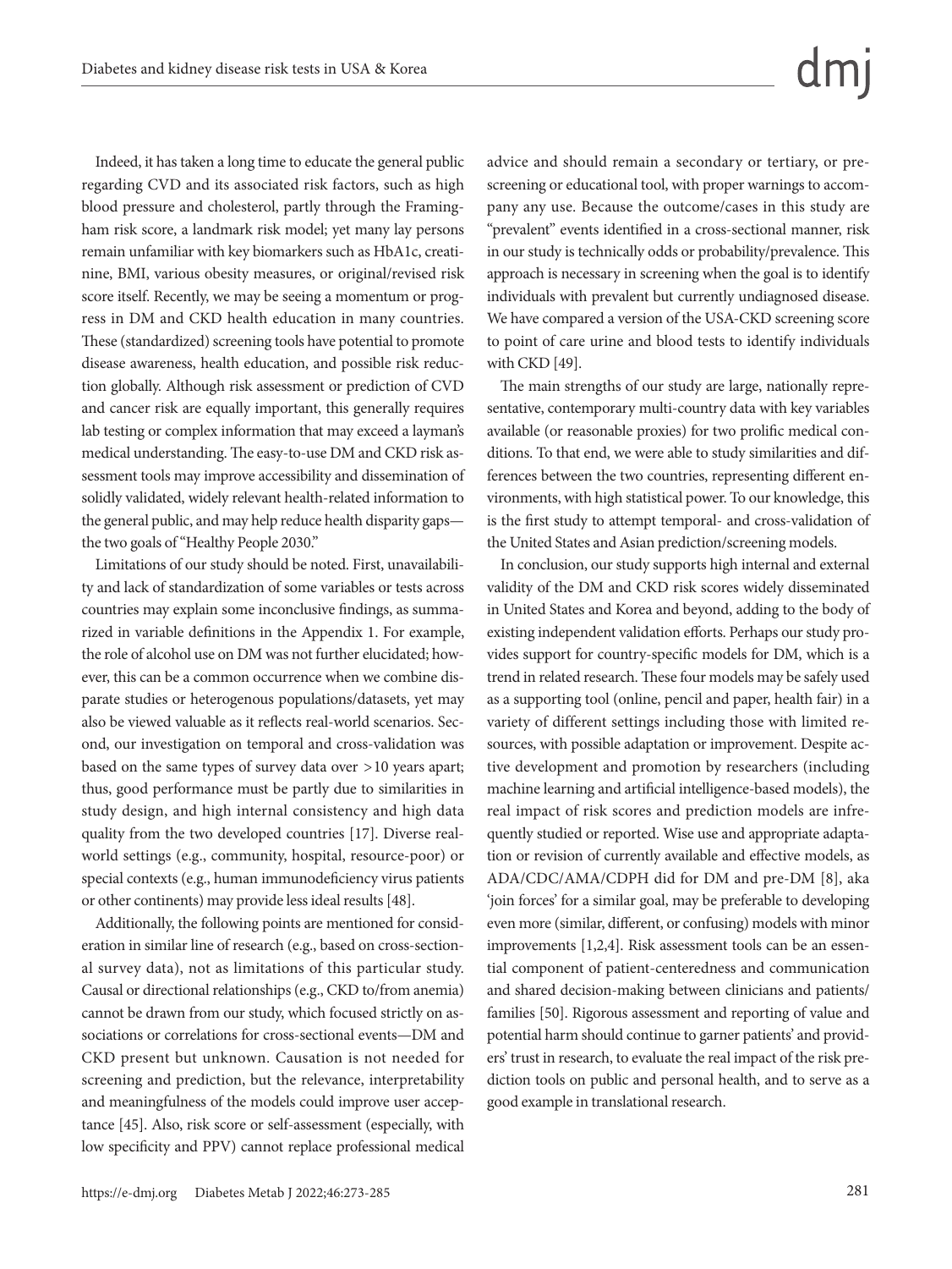Indeed, it has taken a long time to educate the general public regarding CVD and its associated risk factors, such as high blood pressure and cholesterol, partly through the Framingham risk score, a landmark risk model; yet many lay persons remain unfamiliar with key biomarkers such as HbA1c, creatinine, BMI, various obesity measures, or original/revised risk score itself. Recently, we may be seeing a momentum or progress in DM and CKD health education in many countries. These (standardized) screening tools have potential to promote disease awareness, health education, and possible risk reduction globally. Although risk assessment or prediction of CVD and cancer risk are equally important, this generally requires lab testing or complex information that may exceed a layman's medical understanding. The easy-to-use DM and CKD risk assessment tools may improve accessibility and dissemination of solidly validated, widely relevant health-related information to the general public, and may help reduce health disparity gaps—the two goals of "Healthy People 2030."

Limitations of our study should be noted. First, unavailability and lack of standardization of some variables or tests across countries may explain some inconclusive findings, as summarized in variable definitions in the Appendix 1. For example, the role of alcohol use on DM was not further elucidated; however, this can be a common occurrence when we combine disparate studies or heterogenous populations/datasets, yet may also be viewed valuable as it reflects real-world scenarios. Second, our investigation on temporal and cross-validation was based on the same types of survey data over >10 years apart; thus, good performance must be partly due to similarities in study design, and high internal consistency and high data quality from the two developed countries [17]. Diverse real-world settings (e.g., community, hospital, resource-poor) or special contexts (e.g., human immunodeficiency virus patients or other continents) may provide less ideal results [48].

Additionally, the following points are mentioned for consideration in similar line of research (e.g., based on cross-sectional survey data), not as limitations of this particular study. Causal or directional relationships (e.g., CKD to/from anemia) cannot be drawn from our study, which focused strictly on associations or correlations for cross-sectional events—DM and CKD present but unknown. Causation is not needed for screening and prediction, but the relevance, interpretability and meaningfulness of the models could improve user acceptance [45]. Also, risk score or self-assessment (especially, with low specificity and PPV) cannot replace professional medical advice and should remain a secondary or tertiary, or pre-screening or educational tool, with proper warnings to accompany any use. Because the outcome/cases in this study are "prevalent" events identified in a cross-sectional manner, risk in our study is technically odds or probability/prevalence. This approach is necessary in screening when the goal is to identify individuals with prevalent but currently undiagnosed disease. We have compared a version of the USA-CKD screening score to point of care urine and blood tests to identify individuals with CKD [49].

The main strengths of our study are large, nationally representative, contemporary multi-country data with key variables available (or reasonable proxies) for two prolific medical conditions. To that end, we were able to study similarities and differences between the two countries, representing different environments, with high statistical power. To our knowledge, this is the first study to attempt temporal- and cross-validation of the United States and Asian prediction/screening models.

In conclusion, our study supports high internal and external validity of the DM and CKD risk scores widely disseminated in United States and Korea and beyond, adding to the body of existing independent validation efforts. Perhaps our study provides support for country-specific models for DM, which is a trend in related research. These four models may be safely used as a supporting tool (online, pencil and paper, health fair) in a variety of different settings including those with limited resources, with possible adaptation or improvement. Despite active development and promotion by researchers (including machine learning and artificial intelligence-based models), the real impact of risk scores and prediction models are infrequently studied or reported. Wise use and appropriate adaptation or revision of currently available and effective models, as ADA/CDC/AMA/CDPH did for DM and pre-DM [8], aka 'join forces' for a similar goal, may be preferable to developing even more (similar, different, or confusing) models with minor improvements [1,2,4]. Risk assessment tools can be an essential component of patient-centeredness and communication and shared decision-making between clinicians and patients/families [50]. Rigorous assessment and reporting of value and potential harm should continue to garner patients' and providers' trust in research, to evaluate the real impact of the risk prediction tools on public and personal health, and to serve as a good example in translational research.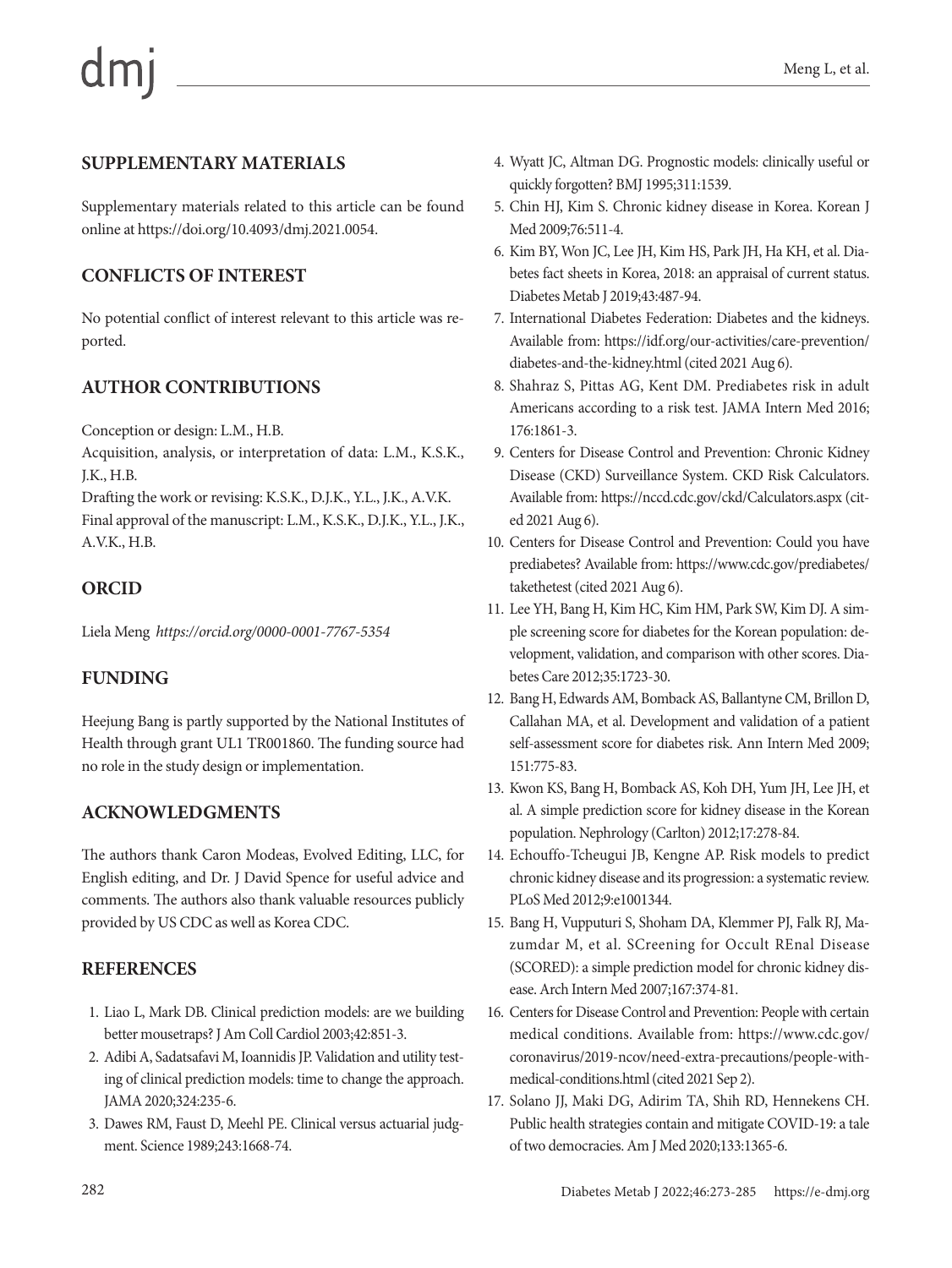## SUPPLEMENTARY MATERIALS

Supplementary materials related to this article can be found online at https://doi.org/10.4093/dmj.2021.0054.

## CONFLICTS OF INTEREST

No potential conflict of interest relevant to this article was reported.

## AUTHOR CONTRIBUTIONS

Conception or design: L.M., H.B.

Acquisition, analysis, or interpretation of data: L.M., K.S.K., J.K., H.B.

Drafting the work or revising: K.S.K., D.J.K., Y.L., J.K., A.V.K.

Final approval of the manuscript: L.M., K.S.K., D.J.K., Y.L., J.K., A.V.K., H.B.

## ORCID

Liela Meng *https://orcid.org/0000-0001-7767-5354*

## FUNDING

Heejung Bang is partly supported by the National Institutes of Health through grant UL1 TR001860. The funding source had no role in the study design or implementation.

## ACKNOWLEDGMENTS

The authors thank Caron Modeas, Evolved Editing, LLC, for English editing, and Dr. J David Spence for useful advice and comments. The authors also thank valuable resources publicly provided by US CDC as well as Korea CDC.

## REFERENCES

1. Liao L, Mark DB. Clinical prediction models: are we building better mousetraps? J Am Coll Cardiol 2003;42:851-3.
2. Adibi A, Sadatsafavi M, Ioannidis JP. Validation and utility testing of clinical prediction models: time to change the approach. JAMA 2020;324:235-6.
3. Dawes RM, Faust D, Meehl PE. Clinical versus actuarial judgment. Science 1989;243:1668-74.
4. Wyatt JC, Altman DG. Prognostic models: clinically useful or quickly forgotten? BMJ 1995;311:1539.
5. Chin HJ, Kim S. Chronic kidney disease in Korea. Korean J Med 2009;76:511-4.
6. Kim BY, Won JC, Lee JH, Kim HS, Park JH, Ha KH, et al. Diabetes fact sheets in Korea, 2018: an appraisal of current status. Diabetes Metab J 2019;43:487-94.
7. International Diabetes Federation: Diabetes and the kidneys. Available from: https://idf.org/our-activities/care-prevention/diabetes-and-the-kidney.html (cited 2021 Aug 6).
8. Shahraz S, Pittas AG, Kent DM. Prediabetes risk in adult Americans according to a risk test. JAMA Intern Med 2016;176:1861-3.
9. Centers for Disease Control and Prevention: Chronic Kidney Disease (CKD) Surveillance System. CKD Risk Calculators. Available from: https://nccd.cdc.gov/ckd/Calculators.aspx (cited 2021 Aug 6).
10. Centers for Disease Control and Prevention: Could you have prediabetes? Available from: https://www.cdc.gov/prediabetes/takethetest (cited 2021 Aug 6).
11. Lee YH, Bang H, Kim HC, Kim HM, Park SW, Kim DJ. A simple screening score for diabetes for the Korean population: development, validation, and comparison with other scores. Diabetes Care 2012;35:1723-30.
12. Bang H, Edwards AM, Bomback AS, Ballantyne CM, Brillon D, Callahan MA, et al. Development and validation of a patient self-assessment score for diabetes risk. Ann Intern Med 2009;151:775-83.
13. Kwon KS, Bang H, Bomback AS, Koh DH, Yum JH, Lee JH, et al. A simple prediction score for kidney disease in the Korean population. Nephrology (Carlton) 2012;17:278-84.
14. Echouffo-Tcheugui JB, Kengne AP. Risk models to predict chronic kidney disease and its progression: a systematic review. PLoS Med 2012;9:e1001344.
15. Bang H, Vupputuri S, Shoham DA, Klemmer PJ, Falk RJ, Mazumdar M, et al. SCreening for Occult REnal Disease (SCORED): a simple prediction model for chronic kidney disease. Arch Intern Med 2007;167:374-81.
16. Centers for Disease Control and Prevention: People with certain medical conditions. Available from: https://www.cdc.gov/coronavirus/2019-ncov/need-extra-precautions/people-with-medical-conditions.html (cited 2021 Sep 2).
17. Solano JJ, Maki DG, Adirim TA, Shih RD, Hennekens CH. Public health strategies contain and mitigate COVID-19: a tale of two democracies. Am J Med 2020;133:1365-6.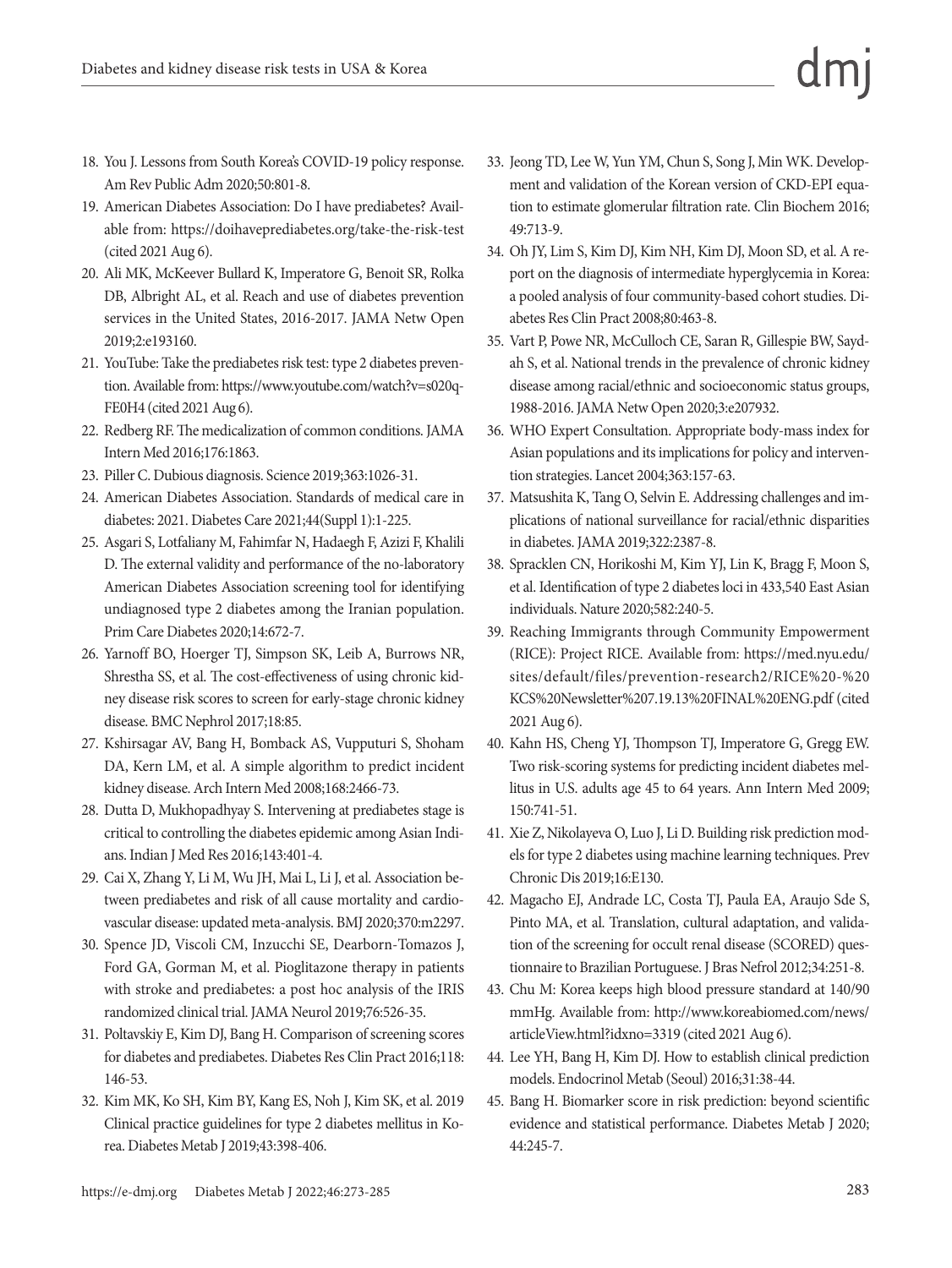18. You J. Lessons from South Korea's COVID-19 policy response. Am Rev Public Adm 2020;50:801-8.
19. American Diabetes Association: Do I have prediabetes? Available from: https://doihaveprediabetes.org/take-the-risk-test (cited 2021 Aug 6).
20. Ali MK, McKeever Bullard K, Imperatore G, Benoit SR, Rolka DB, Albright AL, et al. Reach and use of diabetes prevention services in the United States, 2016-2017. JAMA Netw Open 2019;2:e193160.
21. YouTube: Take the prediabetes risk test: type 2 diabetes prevention. Available from: https://www.youtube.com/watch?v=s020q-FE0H4 (cited 2021 Aug 6).
22. Redberg RF. The medicalization of common conditions. JAMA Intern Med 2016;176:1863.
23. Piller C. Dubious diagnosis. Science 2019;363:1026-31.
24. American Diabetes Association. Standards of medical care in diabetes: 2021. Diabetes Care 2021;44(Suppl 1):1-225.
25. Asgari S, Lotfaliany M, Fahimfar N, Hadaegh F, Azizi F, Khalili D. The external validity and performance of the no-laboratory American Diabetes Association screening tool for identifying undiagnosed type 2 diabetes among the Iranian population. Prim Care Diabetes 2020;14:672-7.
26. Yarnoff BO, Hoerger TJ, Simpson SK, Leib A, Burrows NR, Shrestha SS, et al. The cost-effectiveness of using chronic kidney disease risk scores to screen for early-stage chronic kidney disease. BMC Nephrol 2017;18:85.
27. Kshirsagar AV, Bang H, Bomback AS, Vupputuri S, Shoham DA, Kern LM, et al. A simple algorithm to predict incident kidney disease. Arch Intern Med 2008;168:2466-73.
28. Dutta D, Mukhopadhyay S. Intervening at prediabetes stage is critical to controlling the diabetes epidemic among Asian Indians. Indian J Med Res 2016;143:401-4.
29. Cai X, Zhang Y, Li M, Wu JH, Mai L, Li J, et al. Association between prediabetes and risk of all cause mortality and cardiovascular disease: updated meta-analysis. BMJ 2020;370:m2297.
30. Spence JD, Viscoli CM, Inzucchi SE, Dearborn-Tomazos J, Ford GA, Gorman M, et al. Pioglitazone therapy in patients with stroke and prediabetes: a post hoc analysis of the IRIS randomized clinical trial. JAMA Neurol 2019;76:526-35.
31. Poltavskiy E, Kim DJ, Bang H. Comparison of screening scores for diabetes and prediabetes. Diabetes Res Clin Pract 2016;118:146-53.
32. Kim MK, Ko SH, Kim BY, Kang ES, Noh J, Kim SK, et al. 2019 Clinical practice guidelines for type 2 diabetes mellitus in Korea. Diabetes Metab J 2019;43:398-406.
33. Jeong TD, Lee W, Yun YM, Chun S, Song J, Min WK. Development and validation of the Korean version of CKD-EPI equation to estimate glomerular filtration rate. Clin Biochem 2016;49:713-9.
34. Oh JY, Lim S, Kim DJ, Kim NH, Kim DJ, Moon SD, et al. A report on the diagnosis of intermediate hyperglycemia in Korea: a pooled analysis of four community-based cohort studies. Diabetes Res Clin Pract 2008;80:463-8.
35. Vart P, Powe NR, McCulloch CE, Saran R, Gillespie BW, Saydah S, et al. National trends in the prevalence of chronic kidney disease among racial/ethnic and socioeconomic status groups, 1988-2016. JAMA Netw Open 2020;3:e207932.
36. WHO Expert Consultation. Appropriate body-mass index for Asian populations and its implications for policy and intervention strategies. Lancet 2004;363:157-63.
37. Matsushita K, Tang O, Selvin E. Addressing challenges and implications of national surveillance for racial/ethnic disparities in diabetes. JAMA 2019;322:2387-8.
38. Spracklen CN, Horikoshi M, Kim YJ, Lin K, Bragg F, Moon S, et al. Identification of type 2 diabetes loci in 433,540 East Asian individuals. Nature 2020;582:240-5.
39. Reaching Immigrants through Community Empowerment (RICE): Project RICE. Available from: https://med.nyu.edu/sites/default/files/prevention-research2/RICE%20-%20KCS%20Newsletter%207.19.13%20FINAL%20ENG.pdf (cited 2021 Aug 6).
40. Kahn HS, Cheng YJ, Thompson TJ, Imperatore G, Gregg EW. Two risk-scoring systems for predicting incident diabetes mellitus in U.S. adults age 45 to 64 years. Ann Intern Med 2009;150:741-51.
41. Xie Z, Nikolayeva O, Luo J, Li D. Building risk prediction models for type 2 diabetes using machine learning techniques. Prev Chronic Dis 2019;16:E130.
42. Magacho EJ, Andrade LC, Costa TJ, Paula EA, Araujo Sde S, Pinto MA, et al. Translation, cultural adaptation, and validation of the screening for occult renal disease (SCORED) questionnaire to Brazilian Portuguese. J Bras Nefrol 2012;34:251-8.
43. Chu M: Korea keeps high blood pressure standard at 140/90 mmHg. Available from: http://www.koreabiomed.com/news/articleView.html?idxno=3319 (cited 2021 Aug 6).
44. Lee YH, Bang H, Kim DJ. How to establish clinical prediction models. Endocrinol Metab (Seoul) 2016;31:38-44.
45. Bang H. Biomarker score in risk prediction: beyond scientific evidence and statistical performance. Diabetes Metab J 2020;44:245-7.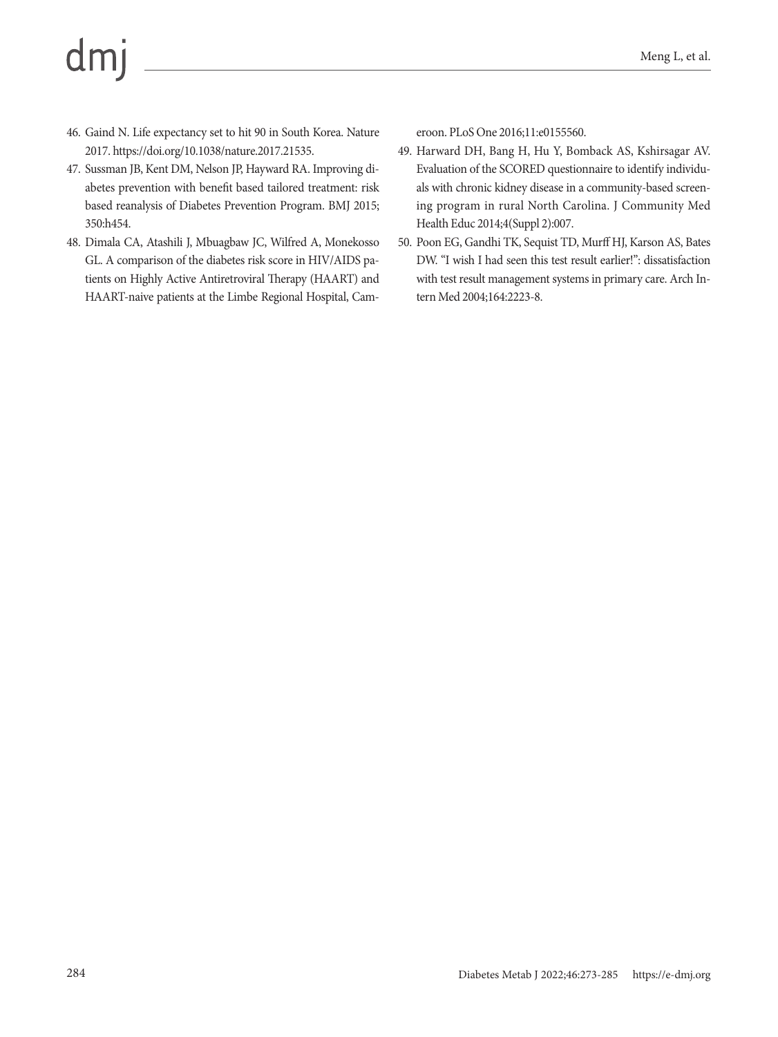46. Gaind N. Life expectancy set to hit 90 in South Korea. Nature 2017. https://doi.org/10.1038/nature.2017.21535.
47. Sussman JB, Kent DM, Nelson JP, Hayward RA. Improving diabetes prevention with benefit based tailored treatment: risk based reanalysis of Diabetes Prevention Program. BMJ 2015; 350:h454.
48. Dimala CA, Atashili J, Mbuagbaw JC, Wilfred A, Monekosso GL. A comparison of the diabetes risk score in HIV/AIDS patients on Highly Active Antiretroviral Therapy (HAART) and HAART-naive patients at the Limbe Regional Hospital, Cameroon. PLoS One 2016;11:e0155560.
49. Harward DH, Bang H, Hu Y, Bomback AS, Kshirsagar AV. Evaluation of the SCORED questionnaire to identify individuals with chronic kidney disease in a community-based screening program in rural North Carolina. J Community Med Health Educ 2014;4(Suppl 2):007.
50. Poon EG, Gandhi TK, Sequist TD, Murff HJ, Karson AS, Bates DW. "I wish I had seen this test result earlier!": dissatisfaction with test result management systems in primary care. Arch Intern Med 2004;164:2223-8.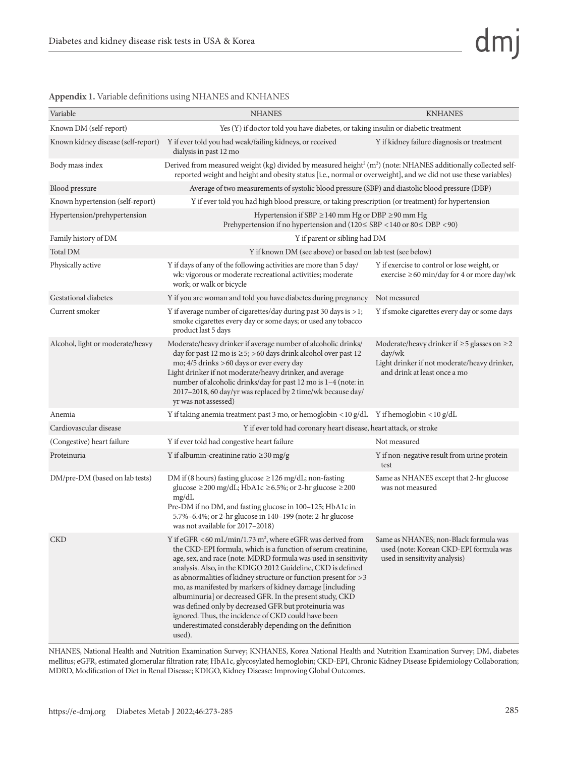**Appendix 1.** Variable definitions using NHANES and KNHANES

| Variable | NHANES | KNHANES |
|---|---|---|
| Known DM (self-report) | Yes (Y) if doctor told you have diabetes, or taking insulin or diabetic treatment | |
| Known kidney disease (self-report) | Y if ever told you had weak/failing kidneys, or received dialysis in past 12 mo | Y if kidney failure diagnosis or treatment |
| Body mass index | Derived from measured weight (kg) divided by measured height$^2$ ($m^2$) (note: NHANES additionally collected self-reported weight and height and obesity status [i.e., normal or overweight], and we did not use these variables) | |
| Blood pressure | Average of two measurements of systolic blood pressure (SBP) and diastolic blood pressure (DBP) | |
| Known hypertension (self-report) | Y if ever told you had high blood pressure, or taking prescription (or treatment) for hypertension | |
| Hypertension/prehypertension | Hypertension if SBP ≥140 mm Hg or DBP ≥90 mm Hg<br>Prehypertension if no hypertension and (120≤ SBP <140 or 80≤ DBP <90) | |
| Family history of DM | Y if parent or sibling had DM | |
| Total DM | Y if known DM (see above) or based on lab test (see below) | |
| Physically active | Y if days of any of the following activities are more than 5 day/wk: vigorous or moderate recreational activities; moderate work; or walk or bicycle | Y if exercise to control or lose weight, or exercise ≥60 min/day for 4 or more day/wk |
| Gestational diabetes | Y if you are woman and told you have diabetes during pregnancy | Not measured |
| Current smoker | Y if average number of cigarettes/day during past 30 days is >1; smoke cigarettes every day or some days; or used any tobacco product last 5 days | Y if smoke cigarettes every day or some days |
| Alcohol, light or moderate/heavy | Moderate/heavy drinker if average number of alcoholic drinks/day for past 12 mo is ≥5; >60 days drink alcohol over past 12 mo; 4/5 drinks >60 days or ever every day<br>Light drinker if not moderate/heavy drinker, and average number of alcoholic drinks/day for past 12 mo is 1–4 (note: in 2017–2018, 60 day/yr was replaced by 2 time/wk because day/yr was not assessed) | Moderate/heavy drinker if ≥5 glasses on ≥2 day/wk<br>Light drinker if not moderate/heavy drinker, and drink at least once a mo |
| Anemia | Y if taking anemia treatment past 3 mo, or hemoglobin <10 g/dL | Y if hemoglobin <10 g/dL |
| Cardiovascular disease | Y if ever told had coronary heart disease, heart attack, or stroke | |
| (Congestive) heart failure | Y if ever told had congestive heart failure | Not measured |
| Proteinuria | Y if albumin-creatinine ratio ≥30 mg/g | Y if non-negative result from urine protein test |
| DM/pre-DM (based on lab tests) | DM if (8 hours) fasting glucose ≥126 mg/dL; non-fasting glucose ≥200 mg/dL; HbA1c ≥6.5%; or 2-hr glucose ≥200 mg/dL<br>Pre-DM if no DM, and fasting glucose in 100–125; HbA1c in 5.7%–6.4%; or 2-hr glucose in 140–199 (note: 2-hr glucose was not available for 2017–2018) | Same as NHANES except that 2-hr glucose was not measured |
| CKD | Y if eGFR <60 mL/min/1.73 $m^2$, where eGFR was derived from the CKD-EPI formula, which is a function of serum creatinine, age, sex, and race (note: MDRD formula was used in sensitivity analysis. Also, in the KDIGO 2012 Guideline, CKD is defined as abnormalities of kidney structure or function present for >3 mo, as manifested by markers of kidney damage [including albuminuria] or decreased GFR. In the present study, CKD was defined only by decreased GFR but proteinuria was ignored. Thus, the incidence of CKD could have been underestimated considerably depending on the definition used). | Same as NHANES; non-Black formula was used (note: Korean CKD-EPI formula was used in sensitivity analysis) |

NHANES, National Health and Nutrition Examination Survey; KNHANES, Korea National Health and Nutrition Examination Survey; DM, diabetes mellitus; eGFR, estimated glomerular filtration rate; HbA1c, glycosylated hemoglobin; CKD-EPI, Chronic Kidney Disease Epidemiology Collaboration; MDRD, Modification of Diet in Renal Disease; KDIGO, Kidney Disease: Improving Global Outcomes.